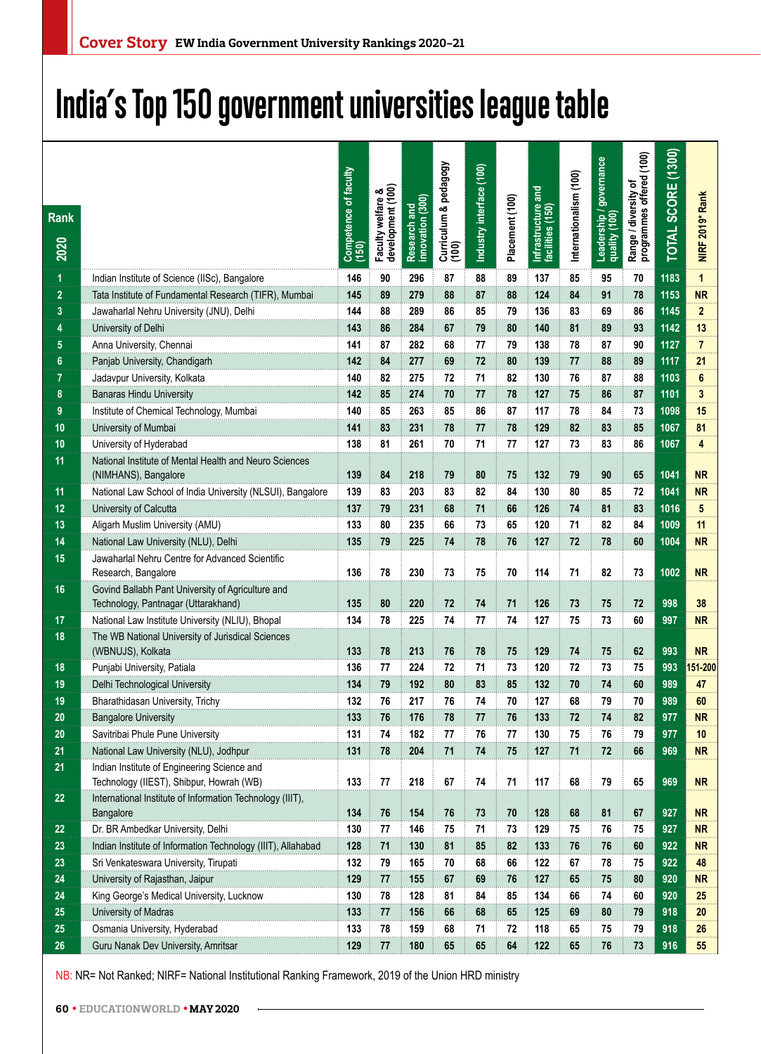Cover Story EW India Government University Rankings 2020–21

# India's Top 150 government universities league table

| Rank 2020 | | Competence of faculty (150) | Faculty welfare & development (100) | Research and innovation (300) | Curriculum & pedagogy (100) | Industry interface (100) | Placement (100) | Infrastructure and facilities (150) | Internationalism (100) | Leadership / governance quality (100) | Range / diversity of programmes offered (100) | TOTAL SCORE (1300) | NIRF 2019* Rank |
|---|---|---|---|---|---|---|---|---|---|---|---|---|---|
| 1 | Indian Institute of Science (IISc), Bangalore | 146 | 90 | 296 | 87 | 88 | 89 | 137 | 85 | 95 | 70 | 1183 | 1 |
| 2 | Tata Institute of Fundamental Research (TIFR), Mumbai | 145 | 89 | 279 | 88 | 87 | 88 | 124 | 84 | 91 | 78 | 1153 | NR |
| 3 | Jawaharlal Nehru University (JNU), Delhi | 144 | 88 | 289 | 86 | 85 | 79 | 136 | 83 | 69 | 86 | 1145 | 2 |
| 4 | University of Delhi | 143 | 86 | 284 | 67 | 79 | 80 | 140 | 81 | 89 | 93 | 1142 | 13 |
| 5 | Anna University, Chennai | 141 | 87 | 282 | 68 | 77 | 79 | 138 | 78 | 87 | 90 | 1127 | 7 |
| 6 | Panjab University, Chandigarh | 142 | 84 | 277 | 69 | 72 | 80 | 139 | 77 | 88 | 89 | 1117 | 21 |
| 7 | Jadavpur University, Kolkata | 140 | 82 | 275 | 72 | 71 | 82 | 130 | 76 | 87 | 88 | 1103 | 6 |
| 8 | Banaras Hindu University | 142 | 85 | 274 | 70 | 77 | 78 | 127 | 75 | 86 | 87 | 1101 | 3 |
| 9 | Institute of Chemical Technology, Mumbai | 140 | 85 | 263 | 85 | 86 | 87 | 117 | 78 | 84 | 73 | 1098 | 15 |
| 10 | University of Mumbai | 141 | 83 | 231 | 78 | 77 | 78 | 129 | 82 | 83 | 85 | 1067 | 81 |
| 10 | University of Hyderabad | 138 | 81 | 261 | 70 | 71 | 77 | 127 | 73 | 83 | 86 | 1067 | 4 |
| 11 | National Institute of Mental Health and Neuro Sciences (NIMHANS), Bangalore | 139 | 84 | 218 | 79 | 80 | 75 | 132 | 79 | 90 | 65 | 1041 | NR |
| 11 | National Law School of India University (NLSUI), Bangalore | 139 | 83 | 203 | 83 | 82 | 84 | 130 | 80 | 85 | 72 | 1041 | NR |
| 12 | University of Calcutta | 137 | 79 | 231 | 68 | 71 | 66 | 126 | 74 | 81 | 83 | 1016 | 5 |
| 13 | Aligarh Muslim University (AMU) | 133 | 80 | 235 | 66 | 73 | 65 | 120 | 71 | 82 | 84 | 1009 | 11 |
| 14 | National Law University (NLU), Delhi | 135 | 79 | 225 | 74 | 78 | 76 | 127 | 72 | 78 | 60 | 1004 | NR |
| 15 | Jawaharlal Nehru Centre for Advanced Scientific Research, Bangalore | 136 | 78 | 230 | 73 | 75 | 70 | 114 | 71 | 82 | 73 | 1002 | NR |
| 16 | Govind Ballabh Pant University of Agriculture and Technology, Pantnagar (Uttarakhand) | 135 | 80 | 220 | 72 | 74 | 71 | 126 | 73 | 75 | 72 | 998 | 38 |
| 17 | National Law Institute University (NLIU), Bhopal | 134 | 78 | 225 | 74 | 77 | 74 | 127 | 75 | 73 | 60 | 997 | NR |
| 18 | The WB National University of Jurisdical Sciences (WBNUJS), Kolkata | 133 | 78 | 213 | 76 | 78 | 75 | 129 | 74 | 75 | 62 | 993 | NR |
| 18 | Punjabi University, Patiala | 136 | 77 | 224 | 72 | 71 | 73 | 120 | 72 | 73 | 75 | 993 | 151-200 |
| 19 | Delhi Technological University | 134 | 79 | 192 | 80 | 83 | 85 | 132 | 70 | 74 | 60 | 989 | 47 |
| 19 | Bharathidasan University, Trichy | 132 | 76 | 217 | 76 | 74 | 70 | 127 | 68 | 79 | 70 | 989 | 60 |
| 20 | Bangalore University | 133 | 76 | 176 | 78 | 77 | 76 | 133 | 72 | 74 | 82 | 977 | NR |
| 20 | Savitribai Phule Pune University | 131 | 74 | 182 | 77 | 76 | 77 | 130 | 75 | 76 | 79 | 977 | 10 |
| 21 | National Law University (NLU), Jodhpur | 131 | 78 | 204 | 71 | 74 | 75 | 127 | 71 | 72 | 66 | 969 | NR |
| 21 | Indian Institute of Engineering Science and Technology (IIEST), Shibpur, Howrah (WB) | 133 | 77 | 218 | 67 | 74 | 71 | 117 | 68 | 79 | 65 | 969 | NR |
| 22 | International Institute of Information Technology (IIIT), Bangalore | 134 | 76 | 154 | 76 | 73 | 70 | 128 | 68 | 81 | 67 | 927 | NR |
| 22 | Dr. BR Ambedkar University, Delhi | 130 | 77 | 146 | 75 | 71 | 73 | 129 | 75 | 76 | 75 | 927 | NR |
| 23 | Indian Institute of Information Technology (IIIT), Allahabad | 128 | 71 | 130 | 81 | 85 | 82 | 133 | 76 | 76 | 60 | 922 | NR |
| 23 | Sri Venkateswara University, Tirupati | 132 | 79 | 165 | 70 | 68 | 66 | 122 | 67 | 78 | 75 | 922 | 48 |
| 24 | University of Rajasthan, Jaipur | 129 | 77 | 155 | 67 | 69 | 76 | 127 | 65 | 75 | 80 | 920 | NR |
| 24 | King George's Medical University, Lucknow | 130 | 78 | 128 | 81 | 84 | 85 | 134 | 66 | 74 | 60 | 920 | 25 |
| 25 | University of Madras | 133 | 77 | 156 | 66 | 68 | 65 | 125 | 69 | 80 | 79 | 918 | 20 |
| 25 | Osmania University, Hyderabad | 133 | 78 | 159 | 68 | 71 | 72 | 118 | 65 | 75 | 79 | 918 | 26 |
| 26 | Guru Nanak Dev University, Amritsar | 129 | 77 | 180 | 65 | 65 | 64 | 122 | 65 | 76 | 73 | 916 | 55 |

NB: NR= Not Ranked; NIRF= National Institutional Ranking Framework, 2019 of the Union HRD ministry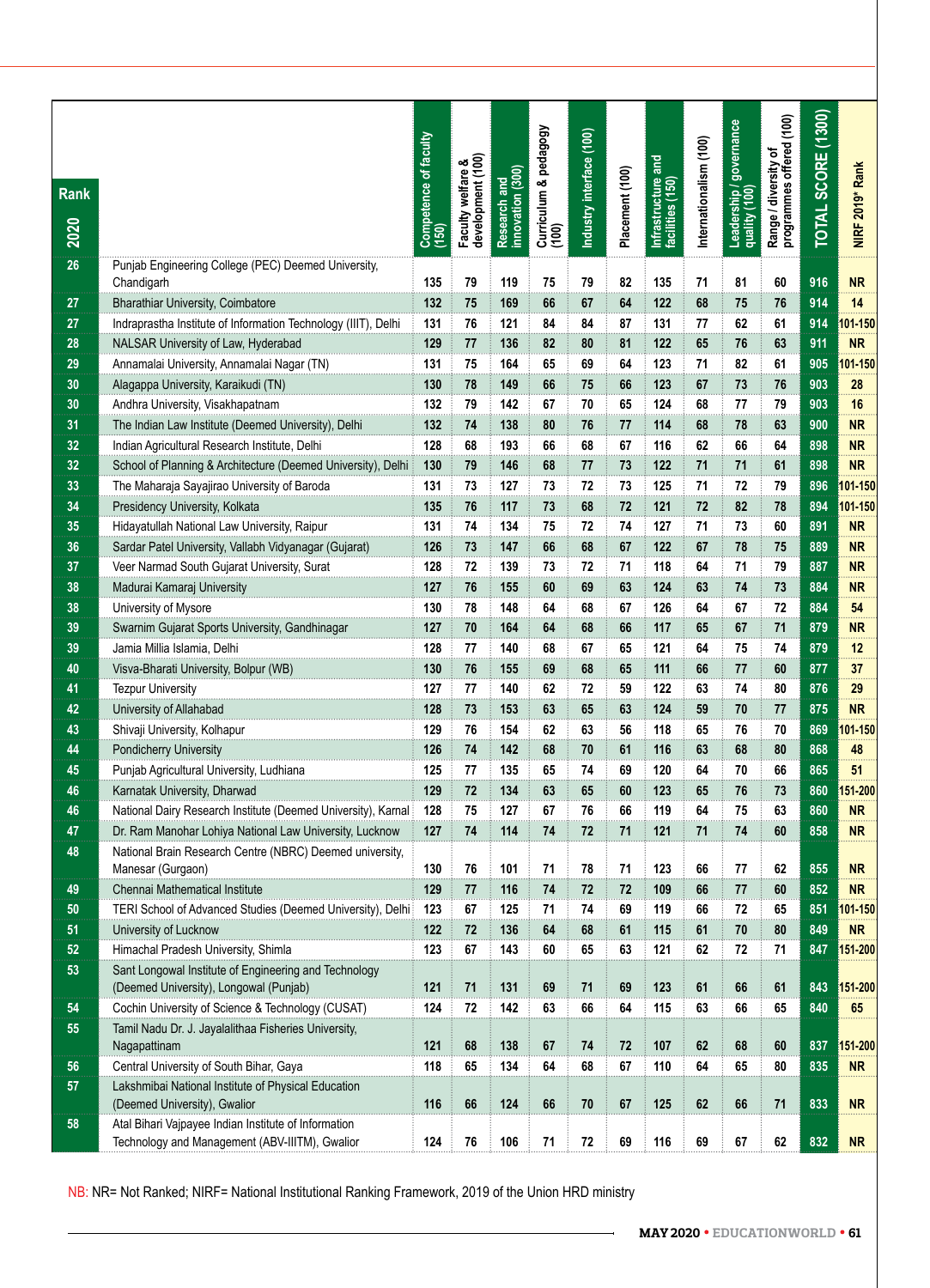| Rank 2020 | | Competence of faculty (150) | Faculty welfare & development (100) | Research and innovation (300) | Curriculum & pedagogy (100) | Industry interface (100) | Placement (100) | Infrastructure and facilities (150) | Internationalism (100) | Leadership / governance quality (100) | Range / diversity of programmes offered (100) | TOTAL SCORE (1300) | NIRF 2019* Rank |
|---|---|---|---|---|---|---|---|---|---|---|---|---|---|
| 26 | Punjab Engineering College (PEC) Deemed University, Chandigarh | 135 | 79 | 119 | 75 | 79 | 82 | 135 | 71 | 81 | 60 | 916 | NR |
| 27 | Bharathiar University, Coimbatore | 132 | 75 | 169 | 66 | 67 | 64 | 122 | 68 | 75 | 76 | 914 | 14 |
| 27 | Indraprastha Institute of Information Technology (IIIT), Delhi | 131 | 76 | 121 | 84 | 84 | 87 | 131 | 77 | 62 | 61 | 914 | 101-150 |
| 28 | NALSAR University of Law, Hyderabad | 129 | 77 | 136 | 82 | 80 | 81 | 122 | 65 | 76 | 63 | 911 | NR |
| 29 | Annamalai University, Annamalai Nagar (TN) | 131 | 75 | 164 | 65 | 69 | 64 | 123 | 71 | 82 | 61 | 905 | 101-150 |
| 30 | Alagappa University, Karaikudi (TN) | 130 | 78 | 149 | 66 | 75 | 66 | 123 | 67 | 73 | 76 | 903 | 28 |
| 30 | Andhra University, Visakhapatnam | 132 | 79 | 142 | 67 | 70 | 65 | 124 | 68 | 77 | 79 | 903 | 16 |
| 31 | The Indian Law Institute (Deemed University), Delhi | 132 | 74 | 138 | 80 | 76 | 77 | 114 | 68 | 78 | 63 | 900 | NR |
| 32 | Indian Agricultural Research Institute, Delhi | 128 | 68 | 193 | 66 | 68 | 67 | 116 | 62 | 66 | 64 | 898 | NR |
| 32 | School of Planning & Architecture (Deemed University), Delhi | 130 | 79 | 146 | 68 | 77 | 73 | 122 | 71 | 71 | 61 | 898 | NR |
| 33 | The Maharaja Sayajirao University of Baroda | 131 | 73 | 127 | 73 | 72 | 73 | 125 | 71 | 72 | 79 | 896 | 101-150 |
| 34 | Presidency University, Kolkata | 135 | 76 | 117 | 73 | 68 | 72 | 121 | 72 | 82 | 78 | 894 | 101-150 |
| 35 | Hidayatullah National Law University, Raipur | 131 | 74 | 134 | 75 | 72 | 74 | 127 | 71 | 73 | 60 | 891 | NR |
| 36 | Sardar Patel University, Vallabh Vidyanagar (Gujarat) | 126 | 73 | 147 | 66 | 68 | 67 | 122 | 67 | 78 | 75 | 889 | NR |
| 37 | Veer Narmad South Gujarat University, Surat | 128 | 72 | 139 | 73 | 72 | 71 | 118 | 64 | 71 | 79 | 887 | NR |
| 38 | Madurai Kamaraj University | 127 | 76 | 155 | 60 | 69 | 63 | 124 | 63 | 74 | 73 | 884 | NR |
| 38 | University of Mysore | 130 | 78 | 148 | 64 | 68 | 67 | 126 | 64 | 67 | 72 | 884 | 54 |
| 39 | Swarnim Gujarat Sports University, Gandhinagar | 127 | 70 | 164 | 64 | 68 | 66 | 117 | 65 | 67 | 71 | 879 | NR |
| 39 | Jamia Millia Islamia, Delhi | 128 | 77 | 140 | 68 | 67 | 65 | 121 | 64 | 75 | 74 | 879 | 12 |
| 40 | Visva-Bharati University, Bolpur (WB) | 130 | 76 | 155 | 69 | 68 | 65 | 111 | 66 | 77 | 60 | 877 | 37 |
| 41 | Tezpur University | 127 | 77 | 140 | 62 | 72 | 59 | 122 | 63 | 74 | 80 | 876 | 29 |
| 42 | University of Allahabad | 128 | 73 | 153 | 63 | 65 | 63 | 124 | 59 | 70 | 77 | 875 | NR |
| 43 | Shivaji University, Kolhapur | 129 | 76 | 154 | 62 | 63 | 56 | 118 | 65 | 76 | 70 | 869 | 101-150 |
| 44 | Pondicherry University | 126 | 74 | 142 | 68 | 70 | 61 | 116 | 63 | 68 | 80 | 868 | 48 |
| 45 | Punjab Agricultural University, Ludhiana | 125 | 77 | 135 | 65 | 74 | 69 | 120 | 64 | 70 | 66 | 865 | 51 |
| 46 | Karnatak University, Dharwad | 129 | 72 | 134 | 63 | 65 | 60 | 123 | 65 | 76 | 73 | 860 | 151-200 |
| 46 | National Dairy Research Institute (Deemed University), Karnal | 128 | 75 | 127 | 67 | 76 | 66 | 119 | 64 | 75 | 63 | 860 | NR |
| 47 | Dr. Ram Manohar Lohiya National Law University, Lucknow | 127 | 74 | 114 | 74 | 72 | 71 | 121 | 71 | 74 | 60 | 858 | NR |
| 48 | National Brain Research Centre (NBRC) Deemed university, Manesar (Gurgaon) | 130 | 76 | 101 | 71 | 78 | 71 | 123 | 66 | 77 | 62 | 855 | NR |
| 49 | Chennai Mathematical Institute | 129 | 77 | 116 | 74 | 72 | 72 | 109 | 66 | 77 | 60 | 852 | NR |
| 50 | TERI School of Advanced Studies (Deemed University), Delhi | 123 | 67 | 125 | 71 | 74 | 69 | 119 | 66 | 72 | 65 | 851 | 101-150 |
| 51 | University of Lucknow | 122 | 72 | 136 | 64 | 68 | 61 | 115 | 61 | 70 | 80 | 849 | NR |
| 52 | Himachal Pradesh University, Shimla | 123 | 67 | 143 | 60 | 65 | 63 | 121 | 62 | 72 | 71 | 847 | 151-200 |
| 53 | Sant Longowal Institute of Engineering and Technology (Deemed University), Longowal (Punjab) | 121 | 71 | 131 | 69 | 71 | 69 | 123 | 61 | 66 | 61 | 843 | 151-200 |
| 54 | Cochin University of Science & Technology (CUSAT) | 124 | 72 | 142 | 63 | 66 | 64 | 115 | 63 | 66 | 65 | 840 | 65 |
| 55 | Tamil Nadu Dr. J. Jayalalithaa Fisheries University, Nagapattinam | 121 | 68 | 138 | 67 | 74 | 72 | 107 | 62 | 68 | 60 | 837 | 151-200 |
| 56 | Central University of South Bihar, Gaya | 118 | 65 | 134 | 64 | 68 | 67 | 110 | 64 | 65 | 80 | 835 | NR |
| 57 | Lakshmibai National Institute of Physical Education (Deemed University), Gwalior | 116 | 66 | 124 | 66 | 70 | 67 | 125 | 62 | 66 | 71 | 833 | NR |
| 58 | Atal Bihari Vajpayee Indian Institute of Information Technology and Management (ABV-IIITM), Gwalior | 124 | 76 | 106 | 71 | 72 | 69 | 116 | 69 | 67 | 62 | 832 | NR |

NB: NR= Not Ranked; NIRF= National Institutional Ranking Framework, 2019 of the Union HRD ministry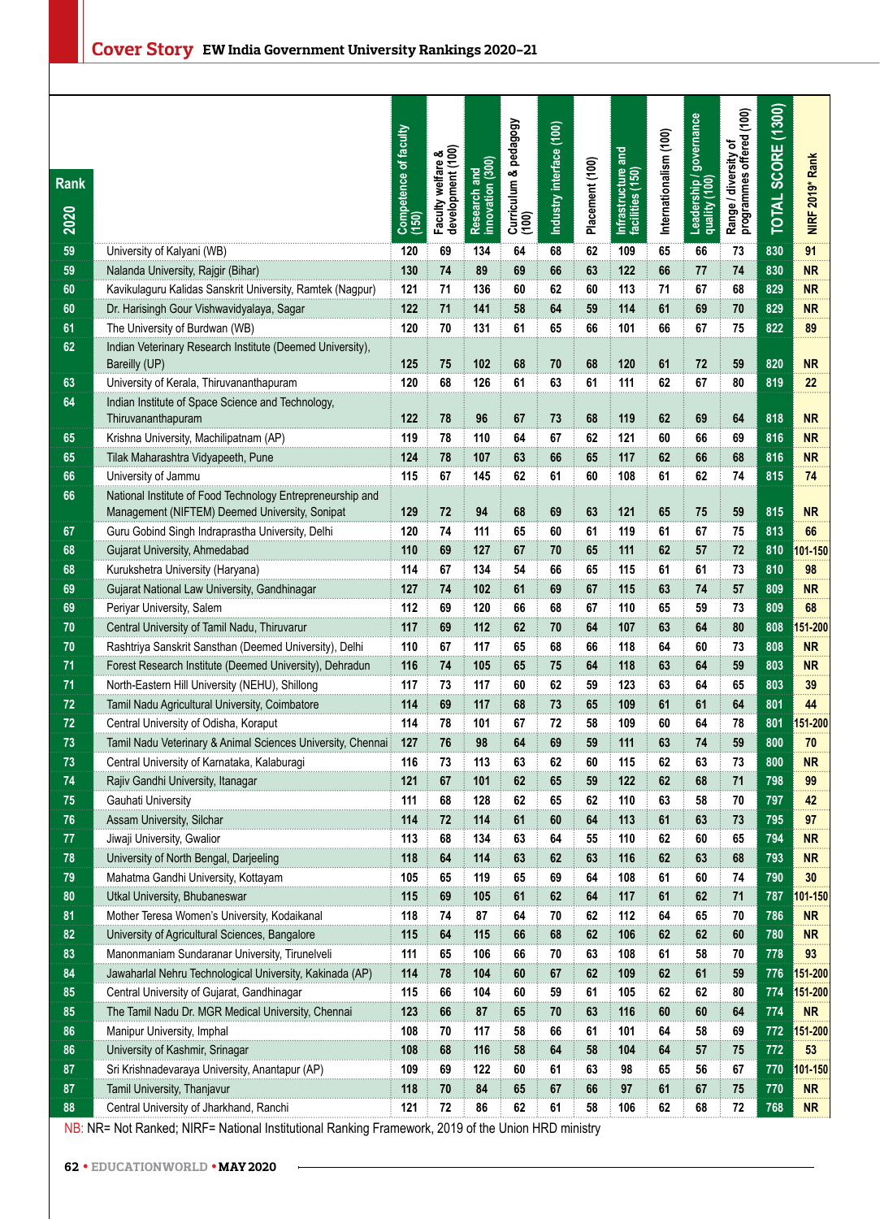## Cover Story EW India Government University Rankings 2020–21

| Rank 2020 | | Competence of faculty (150) | Faculty welfare & development (100) | Research and innovation (300) | Curriculum & pedagogy (100) | Industry interface (100) | Placement (100) | Infrastructure and facilities (150) | Internationalism (100) | Leadership / governance quality (100) | Range / diversity of programmes offered (100) | TOTAL SCORE (1300) | NIRF 2019* Rank |
|---|---|---|---|---|---|---|---|---|---|---|---|---|---|
| 59 | University of Kalyani (WB) | 120 | 69 | 134 | 64 | 68 | 62 | 109 | 65 | 66 | 73 | 830 | 91 |
| 59 | Nalanda University, Rajgir (Bihar) | 130 | 74 | 89 | 69 | 66 | 63 | 122 | 66 | 77 | 74 | 830 | NR |
| 60 | Kavikulaguru Kalidas Sanskrit University, Ramtek (Nagpur) | 121 | 71 | 136 | 60 | 62 | 60 | 113 | 71 | 67 | 68 | 829 | NR |
| 60 | Dr. Harisingh Gour Vishwavidyalaya, Sagar | 122 | 71 | 141 | 58 | 64 | 59 | 114 | 61 | 69 | 70 | 829 | NR |
| 61 | The University of Burdwan (WB) | 120 | 70 | 131 | 61 | 65 | 66 | 101 | 66 | 67 | 75 | 822 | 89 |
| 62 | Indian Veterinary Research Institute (Deemed University), Bareilly (UP) | 125 | 75 | 102 | 68 | 70 | 68 | 120 | 61 | 72 | 59 | 820 | NR |
| 63 | University of Kerala, Thiruvananthapuram | 120 | 68 | 126 | 61 | 63 | 61 | 111 | 62 | 67 | 80 | 819 | 22 |
| 64 | Indian Institute of Space Science and Technology, Thiruvananthapuram | 122 | 78 | 96 | 67 | 73 | 68 | 119 | 62 | 69 | 64 | 818 | NR |
| 65 | Krishna University, Machilipatnam (AP) | 119 | 78 | 110 | 64 | 67 | 62 | 121 | 60 | 66 | 69 | 816 | NR |
| 65 | Tilak Maharashtra Vidyapeeth, Pune | 124 | 78 | 107 | 63 | 66 | 65 | 117 | 62 | 66 | 68 | 816 | NR |
| 66 | University of Jammu | 115 | 67 | 145 | 62 | 61 | 60 | 108 | 61 | 62 | 74 | 815 | 74 |
| 66 | National Institute of Food Technology Entrepreneurship and Management (NIFTEM) Deemed University, Sonipat | 129 | 72 | 94 | 68 | 69 | 63 | 121 | 65 | 75 | 59 | 815 | NR |
| 67 | Guru Gobind Singh Indraprastha University, Delhi | 120 | 74 | 111 | 65 | 60 | 61 | 119 | 61 | 67 | 75 | 813 | 66 |
| 68 | Gujarat University, Ahmedabad | 110 | 69 | 127 | 67 | 70 | 65 | 111 | 62 | 57 | 72 | 810 | 101-150 |
| 68 | Kurukshetra University (Haryana) | 114 | 67 | 134 | 54 | 66 | 65 | 115 | 61 | 61 | 73 | 810 | 98 |
| 69 | Gujarat National Law University, Gandhinagar | 127 | 74 | 102 | 61 | 69 | 67 | 115 | 63 | 74 | 57 | 809 | NR |
| 69 | Periyar University, Salem | 112 | 69 | 120 | 66 | 68 | 67 | 110 | 65 | 59 | 73 | 809 | 68 |
| 70 | Central University of Tamil Nadu, Thiruvarur | 117 | 69 | 112 | 62 | 70 | 64 | 107 | 63 | 64 | 80 | 808 | 151-200 |
| 70 | Rashtriya Sanskrit Sansthan (Deemed University), Delhi | 110 | 67 | 117 | 65 | 68 | 66 | 118 | 64 | 60 | 73 | 808 | NR |
| 71 | Forest Research Institute (Deemed University), Dehradun | 116 | 74 | 105 | 65 | 75 | 64 | 118 | 63 | 64 | 59 | 803 | NR |
| 71 | North-Eastern Hill University (NEHU), Shillong | 117 | 73 | 117 | 60 | 62 | 59 | 123 | 63 | 64 | 65 | 803 | 39 |
| 72 | Tamil Nadu Agricultural University, Coimbatore | 114 | 69 | 117 | 68 | 73 | 65 | 109 | 61 | 61 | 64 | 801 | 44 |
| 72 | Central University of Odisha, Koraput | 114 | 78 | 101 | 67 | 72 | 58 | 109 | 60 | 64 | 78 | 801 | 151-200 |
| 73 | Tamil Nadu Veterinary & Animal Sciences University, Chennai | 127 | 76 | 98 | 64 | 69 | 59 | 111 | 63 | 74 | 59 | 800 | 70 |
| 73 | Central University of Karnataka, Kalaburagi | 116 | 73 | 113 | 63 | 62 | 60 | 115 | 62 | 63 | 73 | 800 | NR |
| 74 | Rajiv Gandhi University, Itanagar | 121 | 67 | 101 | 62 | 65 | 59 | 122 | 62 | 68 | 71 | 798 | 99 |
| 75 | Gauhati University | 111 | 68 | 128 | 62 | 65 | 62 | 110 | 63 | 58 | 70 | 797 | 42 |
| 76 | Assam University, Silchar | 114 | 72 | 114 | 61 | 60 | 64 | 113 | 61 | 63 | 73 | 795 | 97 |
| 77 | Jiwaji University, Gwalior | 113 | 68 | 134 | 63 | 64 | 55 | 110 | 62 | 60 | 65 | 794 | NR |
| 78 | University of North Bengal, Darjeeling | 118 | 64 | 114 | 63 | 62 | 63 | 116 | 62 | 63 | 68 | 793 | NR |
| 79 | Mahatma Gandhi University, Kottayam | 105 | 65 | 119 | 65 | 69 | 64 | 108 | 61 | 60 | 74 | 790 | 30 |
| 80 | Utkal University, Bhubaneswar | 115 | 69 | 105 | 61 | 62 | 64 | 117 | 61 | 62 | 71 | 787 | 101-150 |
| 81 | Mother Teresa Women's University, Kodaikanal | 118 | 74 | 87 | 64 | 70 | 62 | 112 | 64 | 65 | 70 | 786 | NR |
| 82 | University of Agricultural Sciences, Bangalore | 115 | 64 | 115 | 66 | 68 | 62 | 106 | 62 | 62 | 60 | 780 | NR |
| 83 | Manonmaniam Sundaranar University, Tirunelveli | 111 | 65 | 106 | 66 | 70 | 63 | 108 | 61 | 58 | 70 | 778 | 93 |
| 84 | Jawaharlal Nehru Technological University, Kakinada (AP) | 114 | 78 | 104 | 60 | 67 | 62 | 109 | 62 | 61 | 59 | 776 | 151-200 |
| 85 | Central University of Gujarat, Gandhinagar | 115 | 66 | 104 | 60 | 59 | 61 | 105 | 62 | 62 | 80 | 774 | 151-200 |
| 85 | The Tamil Nadu Dr. MGR Medical University, Chennai | 123 | 66 | 87 | 65 | 70 | 63 | 116 | 60 | 60 | 64 | 774 | NR |
| 86 | Manipur University, Imphal | 108 | 70 | 117 | 58 | 66 | 61 | 101 | 64 | 58 | 69 | 772 | 151-200 |
| 86 | University of Kashmir, Srinagar | 108 | 68 | 116 | 58 | 64 | 58 | 104 | 64 | 57 | 75 | 772 | 53 |
| 87 | Sri Krishnadevaraya University, Anantapur (AP) | 109 | 69 | 122 | 60 | 61 | 63 | 98 | 65 | 56 | 67 | 770 | 101-150 |
| 87 | Tamil University, Thanjavur | 118 | 70 | 84 | 65 | 67 | 66 | 97 | 61 | 67 | 75 | 770 | NR |
| 88 | Central University of Jharkhand, Ranchi | 121 | 72 | 86 | 62 | 61 | 58 | 106 | 62 | 68 | 72 | 768 | NR |

NB: NR= Not Ranked; NIRF= National Institutional Ranking Framework, 2019 of the Union HRD ministry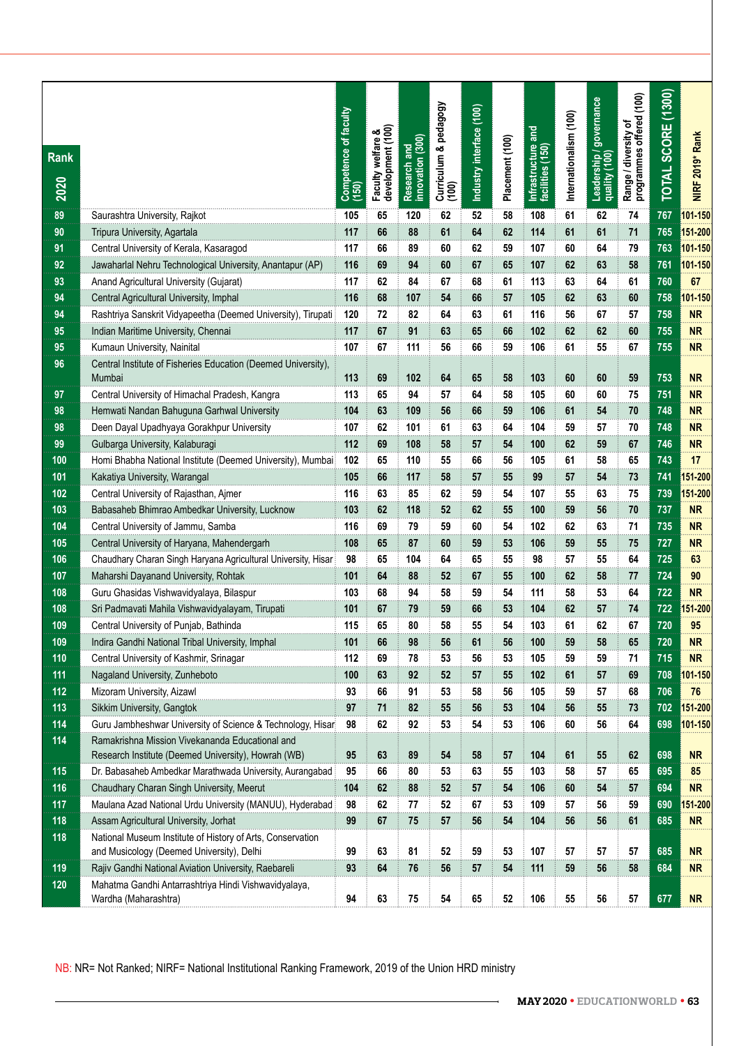| Rank 2020 | | Competence of faculty (150) | Faculty welfare & development (100) | Research and innovation (300) | Curriculum & pedagogy (100) | Industry interface (100) | Placement (100) | Infrastructure and facilities (150) | Internationalism (100) | Leadership / governance quality (100) | Range / diversity of programmes offered (100) | TOTAL SCORE (1300) | NIRF 2019* Rank |
|---|---|---|---|---|---|---|---|---|---|---|---|---|---|
| 89 | Saurashtra University, Rajkot | 105 | 65 | 120 | 62 | 52 | 58 | 108 | 61 | 62 | 74 | 767 | 101-150 |
| 90 | Tripura University, Agartala | 117 | 66 | 88 | 61 | 64 | 62 | 114 | 61 | 61 | 71 | 765 | 151-200 |
| 91 | Central University of Kerala, Kasaragod | 117 | 66 | 89 | 60 | 62 | 59 | 107 | 60 | 64 | 79 | 763 | 101-150 |
| 92 | Jawaharlal Nehru Technological University, Anantapur (AP) | 116 | 69 | 94 | 60 | 67 | 65 | 107 | 62 | 63 | 58 | 761 | 101-150 |
| 93 | Anand Agricultural University (Gujarat) | 117 | 62 | 84 | 67 | 68 | 61 | 113 | 63 | 64 | 61 | 760 | 67 |
| 94 | Central Agricultural University, Imphal | 116 | 68 | 107 | 54 | 66 | 57 | 105 | 62 | 63 | 60 | 758 | 101-150 |
| 94 | Rashtriya Sanskrit Vidyapeetha (Deemed University), Tirupati | 120 | 72 | 82 | 64 | 63 | 61 | 116 | 56 | 67 | 57 | 758 | NR |
| 95 | Indian Maritime University, Chennai | 117 | 67 | 91 | 63 | 65 | 66 | 102 | 62 | 62 | 60 | 755 | NR |
| 95 | Kumaun University, Nainital | 107 | 67 | 111 | 56 | 66 | 59 | 106 | 61 | 55 | 67 | 755 | NR |
| 96 | Central Institute of Fisheries Education (Deemed University), Mumbai | 113 | 69 | 102 | 64 | 65 | 58 | 103 | 60 | 60 | 59 | 753 | NR |
| 97 | Central University of Himachal Pradesh, Kangra | 113 | 65 | 94 | 57 | 64 | 58 | 105 | 60 | 60 | 75 | 751 | NR |
| 98 | Hemwati Nandan Bahuguna Garhwal University | 104 | 63 | 109 | 56 | 66 | 59 | 106 | 61 | 54 | 70 | 748 | NR |
| 98 | Deen Dayal Upadhyaya Gorakhpur University | 107 | 62 | 101 | 61 | 63 | 64 | 104 | 59 | 57 | 70 | 748 | NR |
| 99 | Gulbarga University, Kalaburagi | 112 | 69 | 108 | 58 | 57 | 54 | 100 | 62 | 59 | 67 | 746 | NR |
| 100 | Homi Bhabha National Institute (Deemed University), Mumbai | 102 | 65 | 110 | 55 | 66 | 56 | 105 | 61 | 58 | 65 | 743 | 17 |
| 101 | Kakatiya University, Warangal | 105 | 66 | 117 | 58 | 57 | 55 | 99 | 57 | 54 | 73 | 741 | 151-200 |
| 102 | Central University of Rajasthan, Ajmer | 116 | 63 | 85 | 62 | 59 | 54 | 107 | 55 | 63 | 75 | 739 | 151-200 |
| 103 | Babasaheb Bhimrao Ambedkar University, Lucknow | 103 | 62 | 118 | 52 | 62 | 55 | 100 | 59 | 56 | 70 | 737 | NR |
| 104 | Central University of Jammu, Samba | 116 | 69 | 79 | 59 | 60 | 54 | 102 | 62 | 63 | 71 | 735 | NR |
| 105 | Central University of Haryana, Mahendergarh | 108 | 65 | 87 | 60 | 59 | 53 | 106 | 59 | 55 | 75 | 727 | NR |
| 106 | Chaudhary Charan Singh Haryana Agricultural University, Hisar | 98 | 65 | 104 | 64 | 65 | 55 | 98 | 57 | 55 | 64 | 725 | 63 |
| 107 | Maharshi Dayanand University, Rohtak | 101 | 64 | 88 | 52 | 67 | 55 | 100 | 62 | 58 | 77 | 724 | 90 |
| 108 | Guru Ghasidas Vishwavidyalaya, Bilaspur | 103 | 68 | 94 | 58 | 59 | 54 | 111 | 58 | 53 | 64 | 722 | NR |
| 108 | Sri Padmavati Mahila Vishwavidyalayam, Tirupati | 101 | 67 | 79 | 59 | 66 | 53 | 104 | 62 | 57 | 74 | 722 | 151-200 |
| 109 | Central University of Punjab, Bathinda | 115 | 65 | 80 | 58 | 55 | 54 | 103 | 61 | 62 | 67 | 720 | 95 |
| 109 | Indira Gandhi National Tribal University, Imphal | 101 | 66 | 98 | 56 | 61 | 56 | 100 | 59 | 58 | 65 | 720 | NR |
| 110 | Central University of Kashmir, Srinagar | 112 | 69 | 78 | 53 | 56 | 53 | 105 | 59 | 59 | 71 | 715 | NR |
| 111 | Nagaland University, Zunheboto | 100 | 63 | 92 | 52 | 57 | 55 | 102 | 61 | 57 | 69 | 708 | 101-150 |
| 112 | Mizoram University, Aizawl | 93 | 66 | 91 | 53 | 58 | 56 | 105 | 59 | 57 | 68 | 706 | 76 |
| 113 | Sikkim University, Gangtok | 97 | 71 | 82 | 55 | 56 | 53 | 104 | 56 | 55 | 73 | 702 | 151-200 |
| 114 | Guru Jambheshwar University of Science & Technology, Hisar | 98 | 62 | 92 | 53 | 54 | 53 | 106 | 60 | 56 | 64 | 698 | 101-150 |
| 114 | Ramakrishna Mission Vivekananda Educational and Research Institute (Deemed University), Howrah (WB) | 95 | 63 | 89 | 54 | 58 | 57 | 104 | 61 | 55 | 62 | 698 | NR |
| 115 | Dr. Babasaheb Ambedkar Marathwada University, Aurangabad | 95 | 66 | 80 | 53 | 63 | 55 | 103 | 58 | 57 | 65 | 695 | 85 |
| 116 | Chaudhary Charan Singh University, Meerut | 104 | 62 | 88 | 52 | 57 | 54 | 106 | 60 | 54 | 57 | 694 | NR |
| 117 | Maulana Azad National Urdu University (MANUU), Hyderabad | 98 | 62 | 77 | 52 | 67 | 53 | 109 | 57 | 56 | 59 | 690 | 151-200 |
| 118 | Assam Agricultural University, Jorhat | 99 | 67 | 75 | 57 | 56 | 54 | 104 | 56 | 56 | 61 | 685 | NR |
| 118 | National Museum Institute of History of Arts, Conservation and Musicology (Deemed University), Delhi | 99 | 63 | 81 | 52 | 59 | 53 | 107 | 57 | 57 | 57 | 685 | NR |
| 119 | Rajiv Gandhi National Aviation University, Raebareli | 93 | 64 | 76 | 56 | 57 | 54 | 111 | 59 | 56 | 58 | 684 | NR |
| 120 | Mahatma Gandhi Antarrashtriya Hindi Vishwavidyalaya, Wardha (Maharashtra) | 94 | 63 | 75 | 54 | 65 | 52 | 106 | 55 | 56 | 57 | 677 | NR |

NB: NR= Not Ranked; NIRF= National Institutional Ranking Framework, 2019 of the Union HRD ministry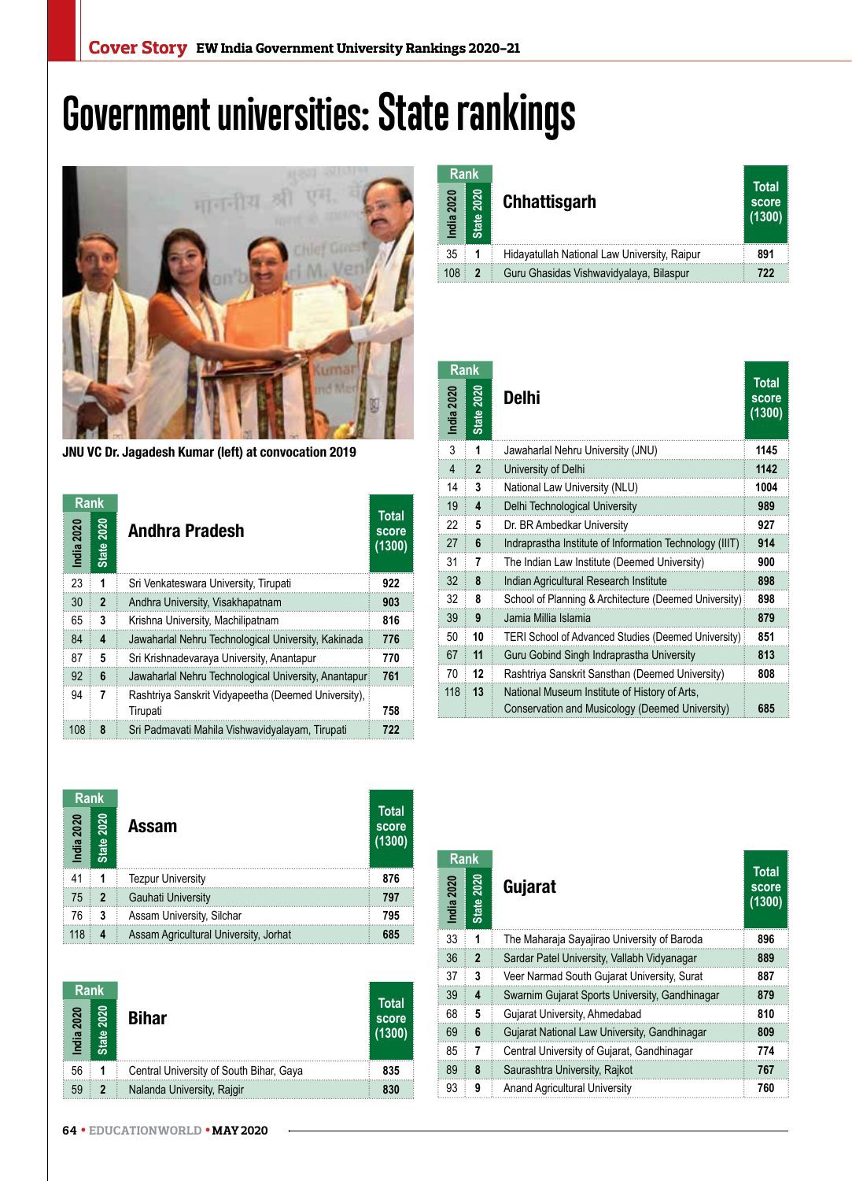# Government universities: State rankings

JNU VC Dr. Jagadesh Kumar (left) at convocation 2019

| Rank | | Andhra Pradesh | Total score (1300) |
|---|---|---|---|
| India 2020 | State 2020 | | |
| 23 | 1 | Sri Venkateswara University, Tirupati | 922 |
| 30 | 2 | Andhra University, Visakhapatnam | 903 |
| 65 | 3 | Krishna University, Machilipatnam | 816 |
| 84 | 4 | Jawaharlal Nehru Technological University, Kakinada | 776 |
| 87 | 5 | Sri Krishnadevaraya University, Anantapur | 770 |
| 92 | 6 | Jawaharlal Nehru Technological University, Anantapur | 761 |
| 94 | 7 | Rashtriya Sanskrit Vidyapeetha (Deemed University), Tirupati | 758 |
| 108 | 8 | Sri Padmavati Mahila Vishwavidyalayam, Tirupati | 722 |

| Rank | | Assam | Total score (1300) |
|---|---|---|---|
| India 2020 | State 2020 | | |
| 41 | 1 | Tezpur University | 876 |
| 75 | 2 | Gauhati University | 797 |
| 76 | 3 | Assam University, Silchar | 795 |
| 118 | 4 | Assam Agricultural University, Jorhat | 685 |

| Rank | | Bihar | Total score (1300) |
|---|---|---|---|
| India 2020 | State 2020 | | |
| 56 | 1 | Central University of South Bihar, Gaya | 835 |
| 59 | 2 | Nalanda University, Rajgir | 830 |

| Rank | | Chhattisgarh | Total score (1300) |
|---|---|---|---|
| India 2020 | State 2020 | | |
| 35 | 1 | Hidayatullah National Law University, Raipur | 891 |
| 108 | 2 | Guru Ghasidas Vishwavidyalaya, Bilaspur | 722 |

| Rank | | Delhi | Total score (1300) |
|---|---|---|---|
| India 2020 | State 2020 | | |
| 3 | 1 | Jawaharlal Nehru University (JNU) | 1145 |
| 4 | 2 | University of Delhi | 1142 |
| 14 | 3 | National Law University (NLU) | 1004 |
| 19 | 4 | Delhi Technological University | 989 |
| 22 | 5 | Dr. BR Ambedkar University | 927 |
| 27 | 6 | Indraprastha Institute of Information Technology (IIIT) | 914 |
| 31 | 7 | The Indian Law Institute (Deemed University) | 900 |
| 32 | 8 | Indian Agricultural Research Institute | 898 |
| 32 | 8 | School of Planning & Architecture (Deemed University) | 898 |
| 39 | 9 | Jamia Millia Islamia | 879 |
| 50 | 10 | TERI School of Advanced Studies (Deemed University) | 851 |
| 67 | 11 | Guru Gobind Singh Indraprastha University | 813 |
| 70 | 12 | Rashtriya Sanskrit Sansthan (Deemed University) | 808 |
| 118 | 13 | National Museum Institute of History of Arts, Conservation and Musicology (Deemed University) | 685 |

| Rank | | Gujarat | Total score (1300) |
|---|---|---|---|
| India 2020 | State 2020 | | |
| 33 | 1 | The Maharaja Sayajirao University of Baroda | 896 |
| 36 | 2 | Sardar Patel University, Vallabh Vidyanagar | 889 |
| 37 | 3 | Veer Narmad South Gujarat University, Surat | 887 |
| 39 | 4 | Swarnim Gujarat Sports University, Gandhinagar | 879 |
| 68 | 5 | Gujarat University, Ahmedabad | 810 |
| 69 | 6 | Gujarat National Law University, Gandhinagar | 809 |
| 85 | 7 | Central University of Gujarat, Gandhinagar | 774 |
| 89 | 8 | Saurashtra University, Rajkot | 767 |
| 93 | 9 | Anand Agricultural University | 760 |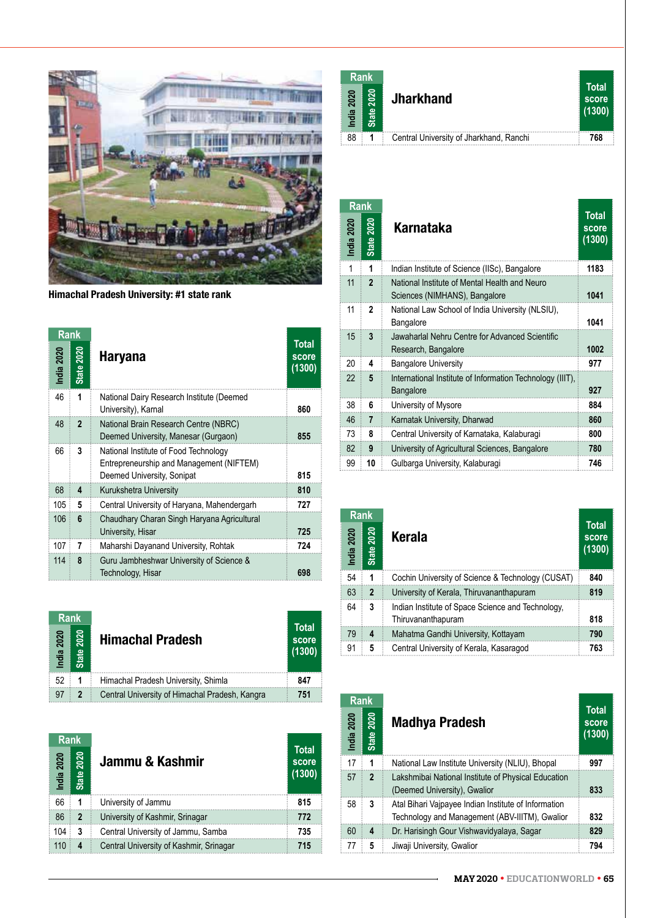Himachal Pradesh University: #1 state rank

## Haryana

| India 2020 | State 2020 | Haryana | Total score (1300) |
|---|---|---|---|
| 46 | 1 | National Dairy Research Institute (Deemed University), Karnal | 860 |
| 48 | 2 | National Brain Research Centre (NBRC) Deemed University, Manesar (Gurgaon) | 855 |
| 66 | 3 | National Institute of Food Technology Entrepreneurship and Management (NIFTEM) Deemed University, Sonipat | 815 |
| 68 | 4 | Kurukshetra University | 810 |
| 105 | 5 | Central University of Haryana, Mahendergarh | 727 |
| 106 | 6 | Chaudhary Charan Singh Haryana Agricultural University, Hisar | 725 |
| 107 | 7 | Maharshi Dayanand University, Rohtak | 724 |
| 114 | 8 | Guru Jambheshwar University of Science & Technology, Hisar | 698 |

## Himachal Pradesh

| India 2020 | State 2020 | Himachal Pradesh | Total score (1300) |
|---|---|---|---|
| 52 | 1 | Himachal Pradesh University, Shimla | 847 |
| 97 | 2 | Central University of Himachal Pradesh, Kangra | 751 |

## Jammu & Kashmir

| India 2020 | State 2020 | Jammu & Kashmir | Total score (1300) |
|---|---|---|---|
| 66 | 1 | University of Jammu | 815 |
| 86 | 2 | University of Kashmir, Srinagar | 772 |
| 104 | 3 | Central University of Jammu, Samba | 735 |
| 110 | 4 | Central University of Kashmir, Srinagar | 715 |

## Jharkhand

| India 2020 | State 2020 | Jharkhand | Total score (1300) |
|---|---|---|---|
| 88 | 1 | Central University of Jharkhand, Ranchi | 768 |

## Karnataka

| India 2020 | State 2020 | Karnataka | Total score (1300) |
|---|---|---|---|
| 1 | 1 | Indian Institute of Science (IISc), Bangalore | 1183 |
| 11 | 2 | National Institute of Mental Health and Neuro Sciences (NIMHANS), Bangalore | 1041 |
| 11 | 2 | National Law School of India University (NLSIU), Bangalore | 1041 |
| 15 | 3 | Jawaharlal Nehru Centre for Advanced Scientific Research, Bangalore | 1002 |
| 20 | 4 | Bangalore University | 977 |
| 22 | 5 | International Institute of Information Technology (IIIT), Bangalore | 927 |
| 38 | 6 | University of Mysore | 884 |
| 46 | 7 | Karnatak University, Dharwad | 860 |
| 73 | 8 | Central University of Karnataka, Kalaburagi | 800 |
| 82 | 9 | University of Agricultural Sciences, Bangalore | 780 |
| 99 | 10 | Gulbarga University, Kalaburagi | 746 |

## Kerala

| India 2020 | State 2020 | Kerala | Total score (1300) |
|---|---|---|---|
| 54 | 1 | Cochin University of Science & Technology (CUSAT) | 840 |
| 63 | 2 | University of Kerala, Thiruvananthapuram | 819 |
| 64 | 3 | Indian Institute of Space Science and Technology, Thiruvananthapuram | 818 |
| 79 | 4 | Mahatma Gandhi University, Kottayam | 790 |
| 91 | 5 | Central University of Kerala, Kasaragod | 763 |

## Madhya Pradesh

| India 2020 | State 2020 | Madhya Pradesh | Total score (1300) |
|---|---|---|---|
| 17 | 1 | National Law Institute University (NLIU), Bhopal | 997 |
| 57 | 2 | Lakshmibai National Institute of Physical Education (Deemed University), Gwalior | 833 |
| 58 | 3 | Atal Bihari Vajpayee Indian Institute of Information Technology and Management (ABV-IIITM), Gwalior | 832 |
| 60 | 4 | Dr. Harisingh Gour Vishwavidyalaya, Sagar | 829 |
| 77 | 5 | Jiwaji University, Gwalior | 794 |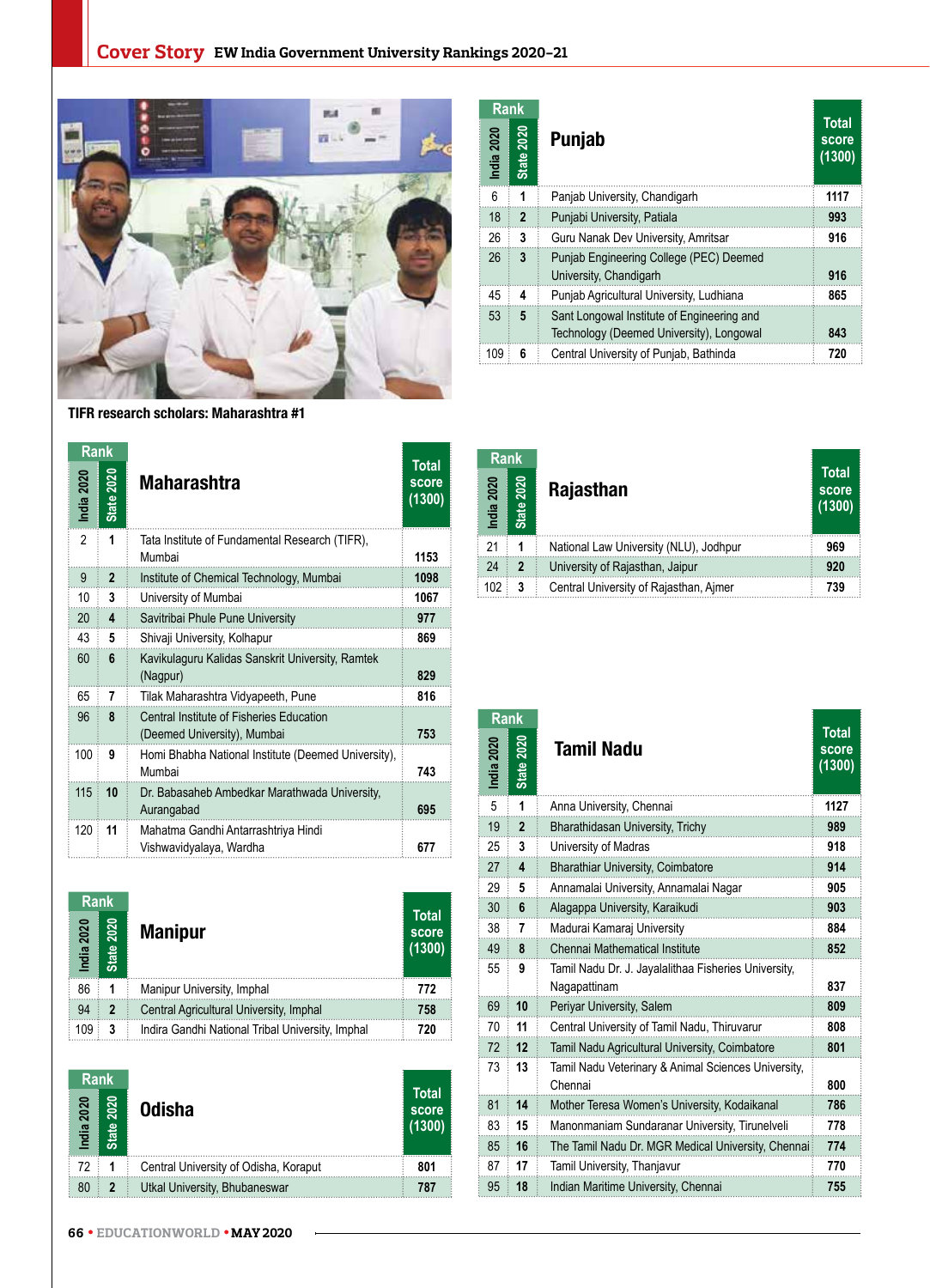# Cover Story EW India Government University Rankings 2020-21

TIFR research scholars: Maharashtra #1

| Rank India 2020 | Rank State 2020 | Maharashtra | Total score (1300) |
|---|---|---|---|
| 2 | 1 | Tata Institute of Fundamental Research (TIFR), Mumbai | 1153 |
| 9 | 2 | Institute of Chemical Technology, Mumbai | 1098 |
| 10 | 3 | University of Mumbai | 1067 |
| 20 | 4 | Savitribai Phule Pune University | 977 |
| 43 | 5 | Shivaji University, Kolhapur | 869 |
| 60 | 6 | Kavikulaguru Kalidas Sanskrit University, Ramtek (Nagpur) | 829 |
| 65 | 7 | Tilak Maharashtra Vidyapeeth, Pune | 816 |
| 96 | 8 | Central Institute of Fisheries Education (Deemed University), Mumbai | 753 |
| 100 | 9 | Homi Bhabha National Institute (Deemed University), Mumbai | 743 |
| 115 | 10 | Dr. Babasaheb Ambedkar Marathwada University, Aurangabad | 695 |
| 120 | 11 | Mahatma Gandhi Antarrashtriya Hindi Vishwavidyalaya, Wardha | 677 |

| Rank India 2020 | Rank State 2020 | Manipur | Total score (1300) |
|---|---|---|---|
| 86 | 1 | Manipur University, Imphal | 772 |
| 94 | 2 | Central Agricultural University, Imphal | 758 |
| 109 | 3 | Indira Gandhi National Tribal University, Imphal | 720 |

| Rank India 2020 | Rank State 2020 | Odisha | Total score (1300) |
|---|---|---|---|
| 72 | 1 | Central University of Odisha, Koraput | 801 |
| 80 | 2 | Utkal University, Bhubaneswar | 787 |

| Rank India 2020 | Rank State 2020 | Punjab | Total score (1300) |
|---|---|---|---|
| 6 | 1 | Panjab University, Chandigarh | 1117 |
| 18 | 2 | Punjabi University, Patiala | 993 |
| 26 | 3 | Guru Nanak Dev University, Amritsar | 916 |
| 26 | 3 | Punjab Engineering College (PEC) Deemed University, Chandigarh | 916 |
| 45 | 4 | Punjab Agricultural University, Ludhiana | 865 |
| 53 | 5 | Sant Longowal Institute of Engineering and Technology (Deemed University), Longowal | 843 |
| 109 | 6 | Central University of Punjab, Bathinda | 720 |

| Rank India 2020 | Rank State 2020 | Rajasthan | Total score (1300) |
|---|---|---|---|
| 21 | 1 | National Law University (NLU), Jodhpur | 969 |
| 24 | 2 | University of Rajasthan, Jaipur | 920 |
| 102 | 3 | Central University of Rajasthan, Ajmer | 739 |

| Rank India 2020 | Rank State 2020 | Tamil Nadu | Total score (1300) |
|---|---|---|---|
| 5 | 1 | Anna University, Chennai | 1127 |
| 19 | 2 | Bharathidasan University, Trichy | 989 |
| 25 | 3 | University of Madras | 918 |
| 27 | 4 | Bharathiar University, Coimbatore | 914 |
| 29 | 5 | Annamalai University, Annamalai Nagar | 905 |
| 30 | 6 | Alagappa University, Karaikudi | 903 |
| 38 | 7 | Madurai Kamaraj University | 884 |
| 49 | 8 | Chennai Mathematical Institute | 852 |
| 55 | 9 | Tamil Nadu Dr. J. Jayalalithaa Fisheries University, Nagapattinam | 837 |
| 69 | 10 | Periyar University, Salem | 809 |
| 70 | 11 | Central University of Tamil Nadu, Thiruvarur | 808 |
| 72 | 12 | Tamil Nadu Agricultural University, Coimbatore | 801 |
| 73 | 13 | Tamil Nadu Veterinary & Animal Sciences University, Chennai | 800 |
| 81 | 14 | Mother Teresa Women's University, Kodaikanal | 786 |
| 83 | 15 | Manonmaniam Sundaranar University, Tirunelveli | 778 |
| 85 | 16 | The Tamil Nadu Dr. MGR Medical University, Chennai | 774 |
| 87 | 17 | Tamil University, Thanjavur | 770 |
| 95 | 18 | Indian Maritime University, Chennai | 755 |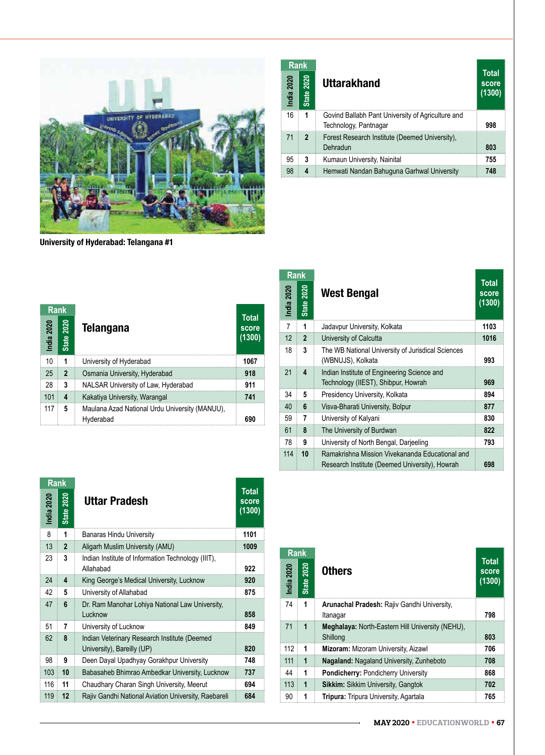University of Hyderabad: Telangana #1

| Rank India 2020 | Rank State 2020 | Uttarakhand | Total score (1300) |
|---|---|---|---|
| 16 | 1 | Govind Ballabh Pant University of Agriculture and Technology, Pantnagar | 998 |
| 71 | 2 | Forest Research Institute (Deemed University), Dehradun | 803 |
| 95 | 3 | Kumaun University, Nainital | 755 |
| 98 | 4 | Hemwati Nandan Bahuguna Garhwal University | 748 |

| Rank India 2020 | Rank State 2020 | Telangana | Total score (1300) |
|---|---|---|---|
| 10 | 1 | University of Hyderabad | 1067 |
| 25 | 2 | Osmania University, Hyderabad | 918 |
| 28 | 3 | NALSAR University of Law, Hyderabad | 911 |
| 101 | 4 | Kakatiya University, Warangal | 741 |
| 117 | 5 | Maulana Azad National Urdu University (MANUU), Hyderabad | 690 |

| Rank India 2020 | Rank State 2020 | West Bengal | Total score (1300) |
|---|---|---|---|
| 7 | 1 | Jadavpur University, Kolkata | 1103 |
| 12 | 2 | University of Calcutta | 1016 |
| 18 | 3 | The WB National University of Jurisdical Sciences (WBNUJS), Kolkata | 993 |
| 21 | 4 | Indian Institute of Engineering Science and Technology (IIEST), Shibpur, Howrah | 969 |
| 34 | 5 | Presidency University, Kolkata | 894 |
| 40 | 6 | Visva-Bharati University, Bolpur | 877 |
| 59 | 7 | University of Kalyani | 830 |
| 61 | 8 | The University of Burdwan | 822 |
| 78 | 9 | University of North Bengal, Darjeeling | 793 |
| 114 | 10 | Ramakrishna Mission Vivekananda Educational and Research Institute (Deemed University), Howrah | 698 |

| Rank India 2020 | Rank State 2020 | Uttar Pradesh | Total score (1300) |
|---|---|---|---|
| 8 | 1 | Banaras Hindu University | 1101 |
| 13 | 2 | Aligarh Muslim University (AMU) | 1009 |
| 23 | 3 | Indian Institute of Information Technology (IIIT), Allahabad | 922 |
| 24 | 4 | King George's Medical University, Lucknow | 920 |
| 42 | 5 | University of Allahabad | 875 |
| 47 | 6 | Dr. Ram Manohar Lohiya National Law University, Lucknow | 858 |
| 51 | 7 | University of Lucknow | 849 |
| 62 | 8 | Indian Veterinary Research Institute (Deemed University), Bareilly (UP) | 820 |
| 98 | 9 | Deen Dayal Upadhyay Gorakhpur University | 748 |
| 103 | 10 | Babasaheb Bhimrao Ambedkar University, Lucknow | 737 |
| 116 | 11 | Chaudhary Charan Singh University, Meerut | 694 |
| 119 | 12 | Rajiv Gandhi National Aviation University, Raebareli | 684 |

| Rank India 2020 | Rank State 2020 | Others | Total score (1300) |
|---|---|---|---|
| 74 | 1 | **Arunachal Pradesh:** Rajiv Gandhi University, Itanagar | 798 |
| 71 | 1 | **Meghalaya:** North-Eastern Hill University (NEHU), Shillong | 803 |
| 112 | 1 | **Mizoram:** Mizoram University, Aizawl | 706 |
| 111 | 1 | **Nagaland:** Nagaland University, Zunheboto | 708 |
| 44 | 1 | **Pondicherry:** Pondicherry University | 868 |
| 113 | 1 | **Sikkim:** Sikkim University, Gangtok | 702 |
| 90 | 1 | **Tripura:** Tripura University, Agartala | 765 |